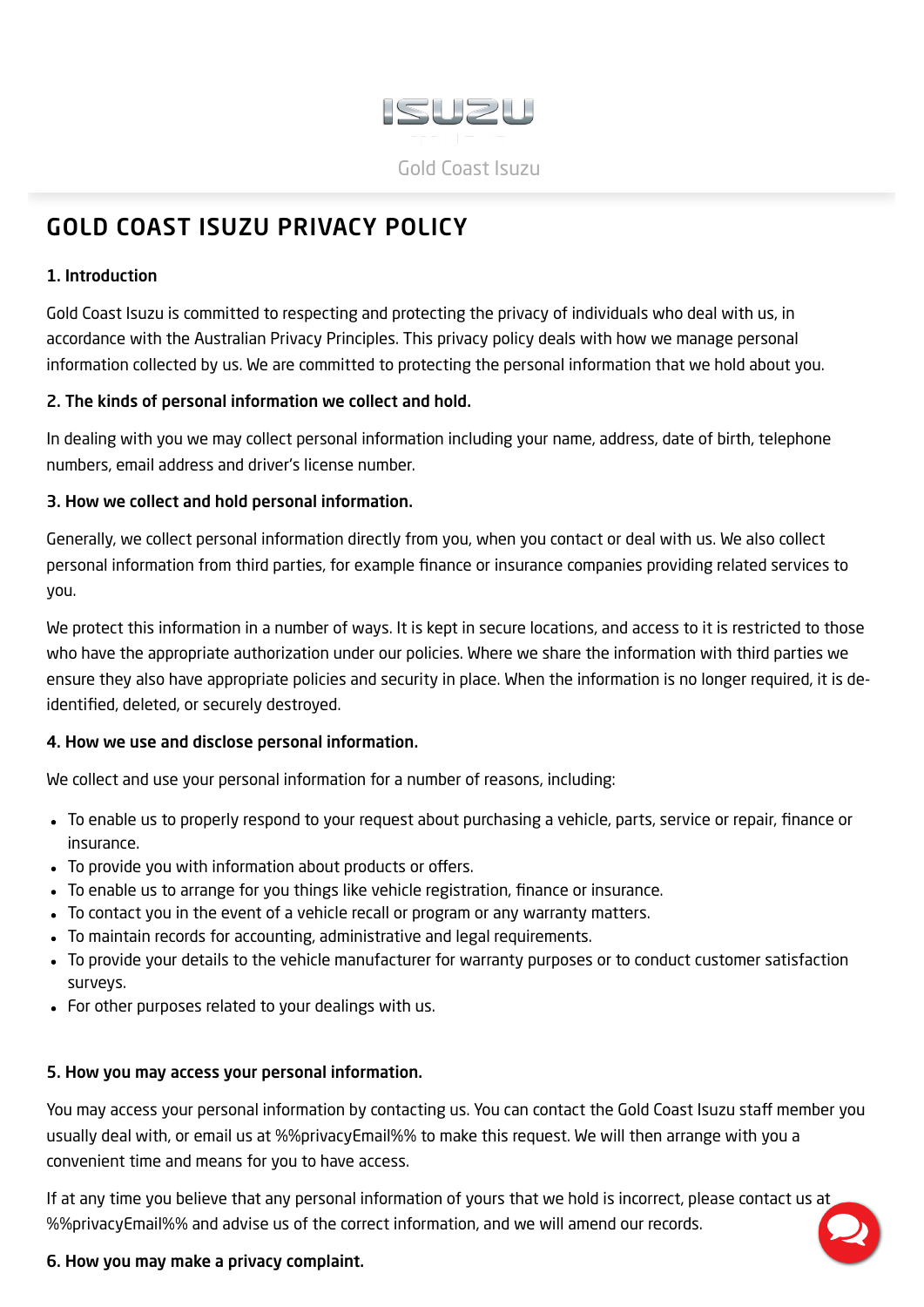Gold Coast Isuzu

# GOLD COAST ISUZU PRIVACY POLICY

**1. Introduction**

Gold Coast Isuzu is committed to respecting and protecting the privacy of individuals who deal with us, in accordance with the Australian Privacy Principles. This privacy policy deals with how we manage personal information collected by us. We are committed to protecting the personal information that we hold about you.

**2. The kinds of personal information we collect and hold.**

In dealing with you we may collect personal information including your name, address, date of birth, telephone numbers, email address and driver's license number.

**3. How we collect and hold personal information.**

Generally, we collect personal information directly from you, when you contact or deal with us. We also collect personal information from third parties, for example finance or insurance companies providing related services to you.

We protect this information in a number of ways. It is kept in secure locations, and access to it is restricted to those who have the appropriate authorization under our policies. Where we share the information with third parties we ensure they also have appropriate policies and security in place. When the information is no longer required, it is de-identified, deleted, or securely destroyed.

**4. How we use and disclose personal information.**

We collect and use your personal information for a number of reasons, including:

- To enable us to properly respond to your request about purchasing a vehicle, parts, service or repair, finance or insurance.
- To provide you with information about products or offers.
- To enable us to arrange for you things like vehicle registration, finance or insurance.
- To contact you in the event of a vehicle recall or program or any warranty matters.
- To maintain records for accounting, administrative and legal requirements.
- To provide your details to the vehicle manufacturer for warranty purposes or to conduct customer satisfaction surveys.
- For other purposes related to your dealings with us.

**5. How you may access your personal information.**

You may access your personal information by contacting us. You can contact the Gold Coast Isuzu staff member you usually deal with, or email us at %%privacyEmail%% to make this request. We will then arrange with you a convenient time and means for you to have access.

If at any time you believe that any personal information of yours that we hold is incorrect, please contact us at %%privacyEmail%% and advise us of the correct information, and we will amend our records.

**6. How you may make a privacy complaint.**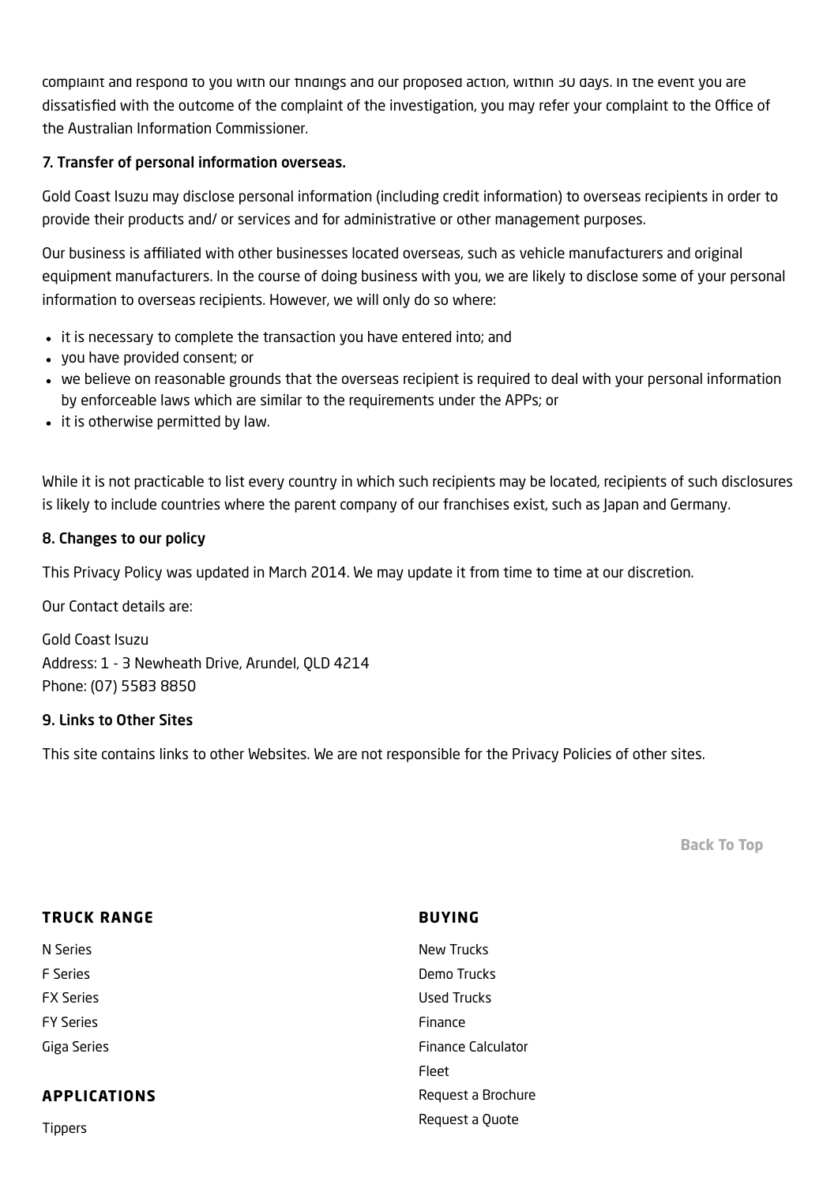complaint and respond to you with our findings and our proposed action, within 30 days. In the event you are dissatisfied with the outcome of the complaint of the investigation, you may refer your complaint to the Office of the Australian Information Commissioner.

### 7. Transfer of personal information overseas.

Gold Coast Isuzu may disclose personal information (including credit information) to overseas recipients in order to provide their products and/ or services and for administrative or other management purposes.

Our business is affiliated with other businesses located overseas, such as vehicle manufacturers and original equipment manufacturers. In the course of doing business with you, we are likely to disclose some of your personal information to overseas recipients. However, we will only do so where:

- it is necessary to complete the transaction you have entered into; and
- you have provided consent; or
- we believe on reasonable grounds that the overseas recipient is required to deal with your personal information by enforceable laws which are similar to the requirements under the APPs; or
- it is otherwise permitted by law.

While it is not practicable to list every country in which such recipients may be located, recipients of such disclosures is likely to include countries where the parent company of our franchises exist, such as Japan and Germany.

### 8. Changes to our policy

This Privacy Policy was updated in March 2014. We may update it from time to time at our discretion.

Our Contact details are:

Gold Coast Isuzu
Address: 1 - 3 Newheath Drive, Arundel, QLD 4214
Phone: (07) 5583 8850

### 9. Links to Other Sites

This site contains links to other Websites. We are not responsible for the Privacy Policies of other sites.

Back To Top

**TRUCK RANGE**

N Series
F Series
FX Series
FY Series
Giga Series

**APPLICATIONS**

Tippers

**BUYING**

New Trucks
Demo Trucks
Used Trucks
Finance
Finance Calculator
Fleet
Request a Brochure
Request a Quote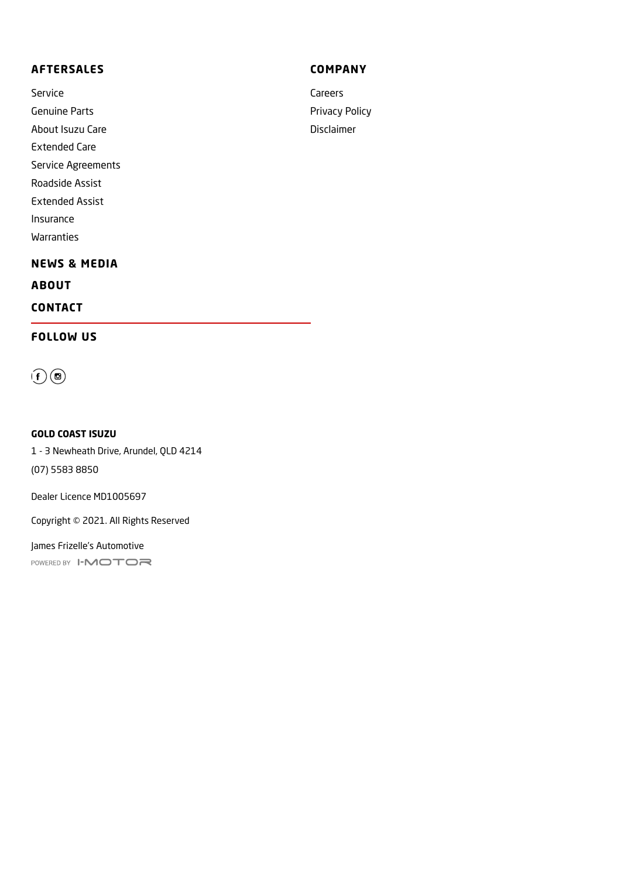## AFTERSALES

- Service
- Genuine Parts
- About Isuzu Care
- Extended Care
- Service Agreements
- Roadside Assist
- Extended Assist
- Insurance
- Warranties

## COMPANY

- Careers
- Privacy Policy
- Disclaimer

## NEWS & MEDIA

## ABOUT

## CONTACT

---

## FOLLOW US

**GOLD COAST ISUZU**

1 - 3 Newheath Drive, Arundel, QLD 4214

(07) 5583 8850

Dealer Licence MD1005697

Copyright © 2021. All Rights Reserved

James Frizelle's Automotive

POWERED BY I-MOTOR